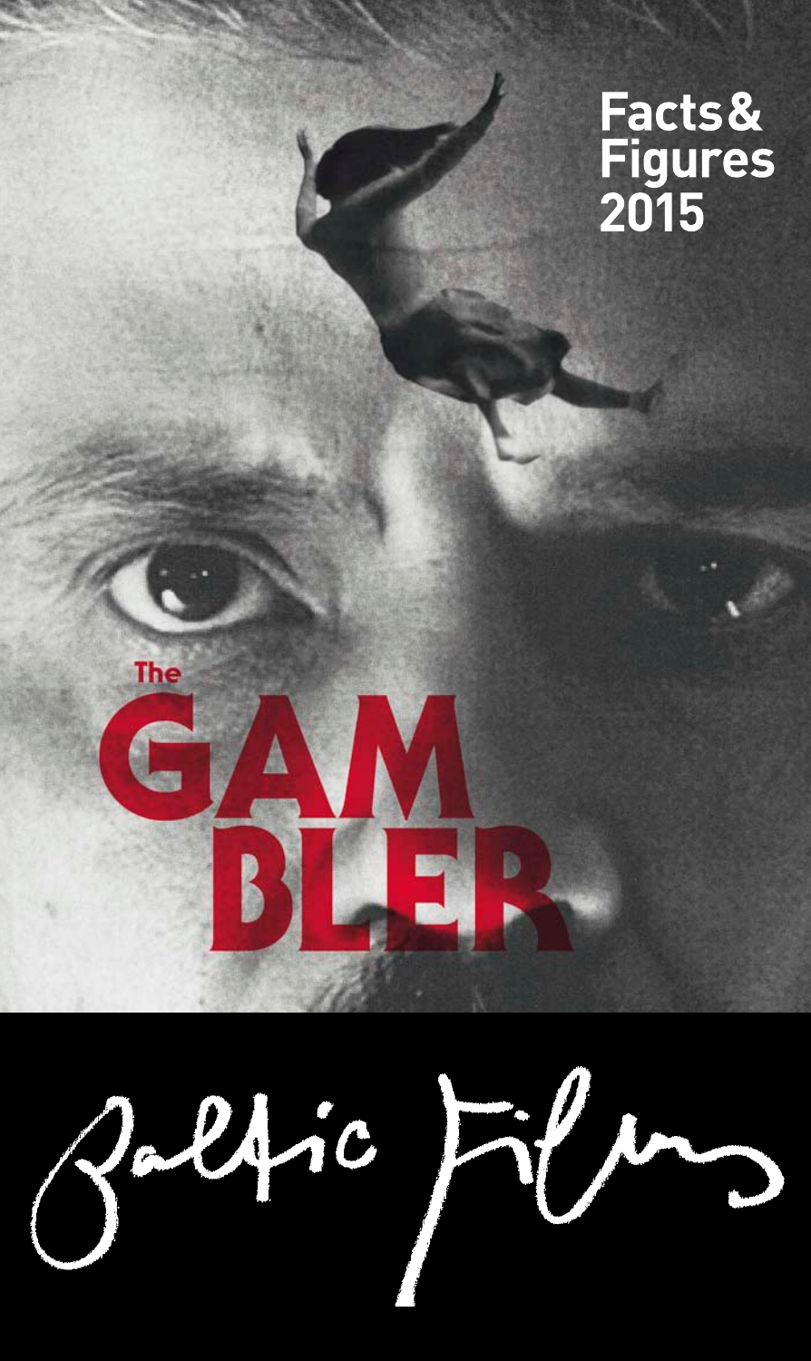# Facts & Figures 2015

The GAMBLER

Baltic Films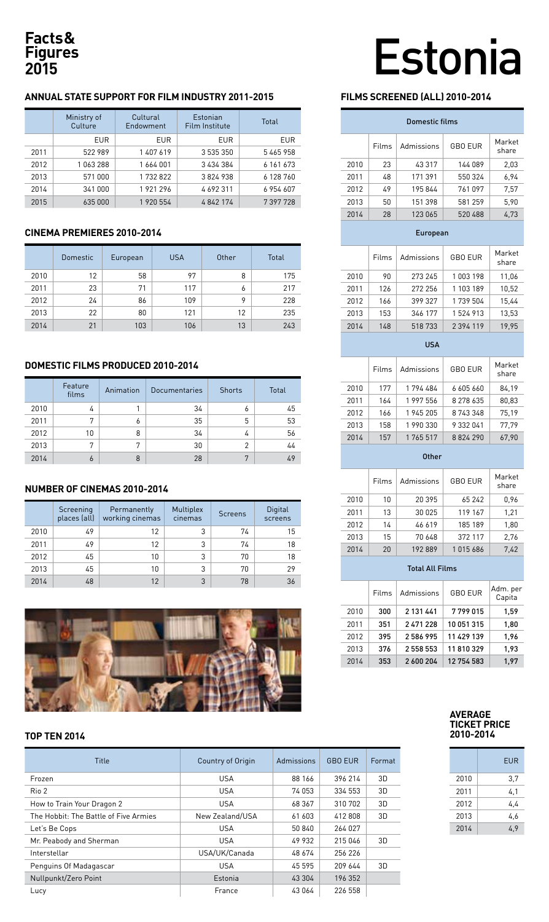# Facts & Figures 2015

# Estonia

## ANNUAL STATE SUPPORT FOR FILM INDUSTRY 2011-2015

| | Ministry of Culture | Cultural Endowment | Estonian Film Institute | Total |
|---|---|---|---|---|
| | EUR | EUR | EUR | EUR |
| 2011 | 522 989 | 1 407 619 | 3 535 350 | 5 465 958 |
| 2012 | 1 063 288 | 1 664 001 | 3 434 384 | 6 161 673 |
| 2013 | 571 000 | 1 732 822 | 3 824 938 | 6 128 760 |
| 2014 | 341 000 | 1 921 296 | 4 692 311 | 6 954 607 |
| 2015 | 635 000 | 1 920 554 | 4 842 174 | 7 397 728 |

## CINEMA PREMIERES 2010-2014

| | Domestic | European | USA | Other | Total |
|---|---|---|---|---|---|
| 2010 | 12 | 58 | 97 | 8 | 175 |
| 2011 | 23 | 71 | 117 | 6 | 217 |
| 2012 | 24 | 86 | 109 | 9 | 228 |
| 2013 | 22 | 80 | 121 | 12 | 235 |
| 2014 | 21 | 103 | 106 | 13 | 243 |

## DOMESTIC FILMS PRODUCED 2010-2014

| | Feature films | Animation | Documentaries | Shorts | Total |
|---|---|---|---|---|---|
| 2010 | 4 | 1 | 34 | 6 | 45 |
| 2011 | 7 | 6 | 35 | 5 | 53 |
| 2012 | 10 | 8 | 34 | 4 | 56 |
| 2013 | 7 | 7 | 30 | 2 | 44 |
| 2014 | 6 | 8 | 28 | 7 | 49 |

## NUMBER OF CINEMAS 2010-2014

| | Screening places (all) | Permanently working cinemas | Multiplex cinemas | Screens | Digital screens |
|---|---|---|---|---|---|
| 2010 | 49 | 12 | 3 | 74 | 15 |
| 2011 | 49 | 12 | 3 | 74 | 18 |
| 2012 | 45 | 10 | 3 | 70 | 18 |
| 2013 | 45 | 10 | 3 | 70 | 29 |
| 2014 | 48 | 12 | 3 | 78 | 36 |

## FILMS SCREENED (ALL) 2010-2014

| Domestic films | | | | |
|---|---|---|---|---|
| | Films | Admissions | GBO EUR | Market share |
| 2010 | 23 | 43 317 | 144 089 | 2,03 |
| 2011 | 48 | 171 391 | 550 324 | 6,94 |
| 2012 | 49 | 195 844 | 761 097 | 7,57 |
| 2013 | 50 | 151 398 | 581 259 | 5,90 |
| 2014 | 28 | 123 065 | 520 488 | 4,73 |

| European | | | | |
|---|---|---|---|---|
| | Films | Admissions | GBO EUR | Market share |
| 2010 | 90 | 273 245 | 1 003 198 | 11,06 |
| 2011 | 126 | 272 256 | 1 103 189 | 10,52 |
| 2012 | 166 | 399 327 | 1 739 504 | 15,44 |
| 2013 | 153 | 346 177 | 1 524 913 | 13,53 |
| 2014 | 148 | 518 733 | 2 394 119 | 19,95 |

| USA | | | | |
|---|---|---|---|---|
| | Films | Admissions | GBO EUR | Market share |
| 2010 | 177 | 1 794 484 | 6 605 660 | 84,19 |
| 2011 | 164 | 1 997 556 | 8 278 635 | 80,83 |
| 2012 | 166 | 1 945 205 | 8 743 348 | 75,19 |
| 2013 | 158 | 1 990 330 | 9 332 041 | 77,79 |
| 2014 | 157 | 1 765 517 | 8 824 290 | 67,90 |

| Other | | | | |
|---|---|---|---|---|
| | Films | Admissions | GBO EUR | Market share |
| 2010 | 10 | 20 395 | 65 242 | 0,96 |
| 2011 | 13 | 30 025 | 119 167 | 1,21 |
| 2012 | 14 | 46 619 | 185 189 | 1,80 |
| 2013 | 15 | 70 648 | 372 117 | 2,76 |
| 2014 | 20 | 192 889 | 1 015 686 | 7,42 |

| Total All Films | | | | |
|---|---|---|---|---|
| | Films | Admissions | GBO EUR | Adm. per Capita |
| 2010 | **300** | **2 131 441** | **7 799 015** | **1,59** |
| 2011 | **351** | **2 471 228** | **10 051 315** | **1,80** |
| 2012 | **395** | **2 586 995** | **11 429 139** | **1,96** |
| 2013 | **376** | **2 558 553** | **11 810 329** | **1,93** |
| 2014 | **353** | **2 600 204** | **12 754 583** | **1,97** |

## TOP TEN 2014

| Title | Country of Origin | Admissions | GBO EUR | Format |
|---|---|---|---|---|
| Frozen | USA | 88 166 | 396 214 | 3D |
| Rio 2 | USA | 74 053 | 334 553 | 3D |
| How to Train Your Dragon 2 | USA | 68 367 | 310 702 | 3D |
| The Hobbit: The Battle of Five Armies | New Zealand/USA | 61 603 | 412 808 | 3D |
| Let's Be Cops | USA | 50 840 | 264 027 | |
| Mr. Peabody and Sherman | USA | 49 932 | 215 046 | 3D |
| Interstellar | USA/UK/Canada | 48 674 | 256 226 | |
| Penguins Of Madagascar | USA | 45 595 | 209 644 | 3D |
| Nullpunkt/Zero Point | Estonia | 43 304 | 196 352 | |
| Lucy | France | 43 064 | 226 558 | |

## AVERAGE TICKET PRICE 2010-2014

| | EUR |
|---|---|
| 2010 | 3,7 |
| 2011 | 4,1 |
| 2012 | 4,4 |
| 2013 | 4,6 |
| 2014 | 4,9 |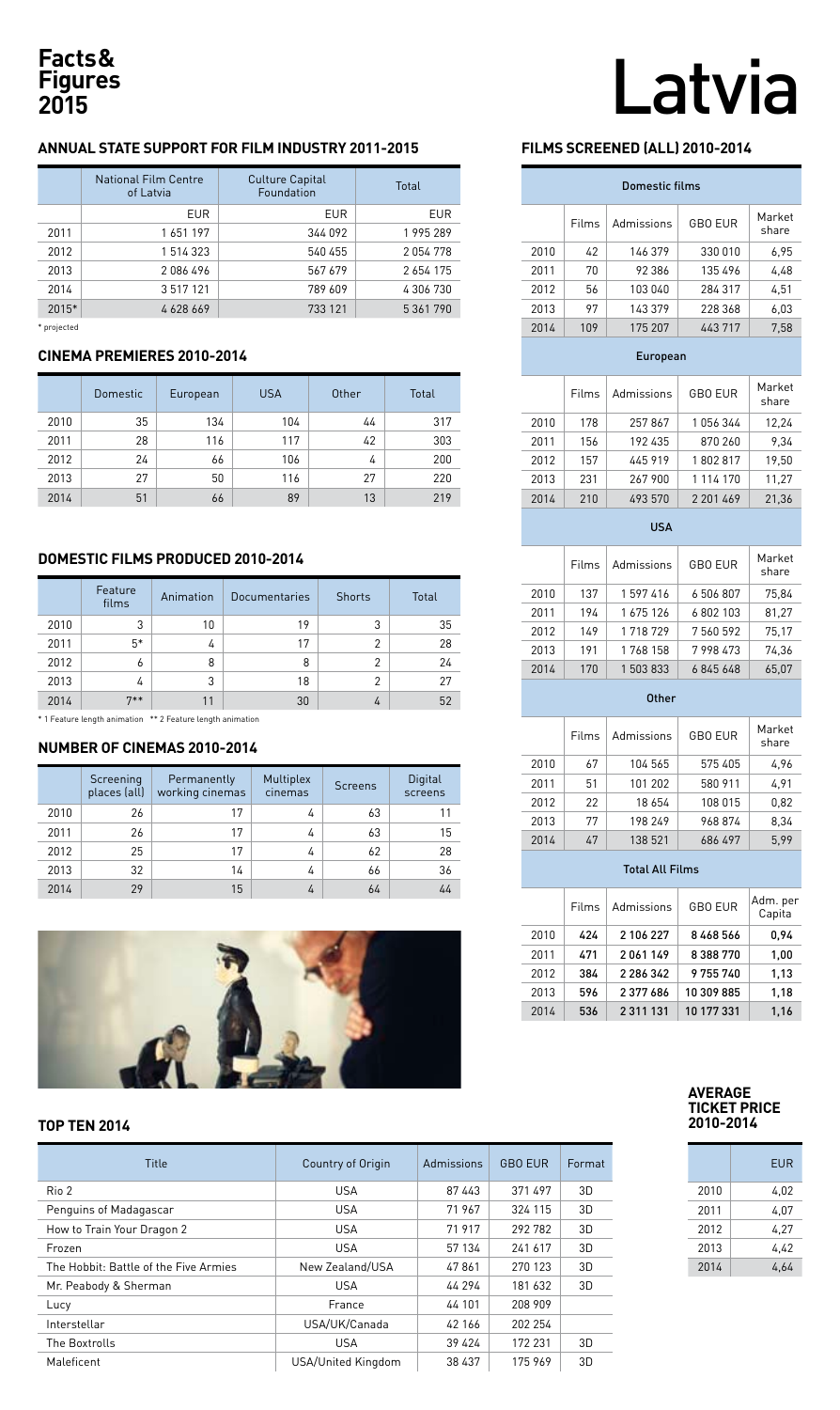# Facts & Figures 2015

# Latvia

## ANNUAL STATE SUPPORT FOR FILM INDUSTRY 2011-2015

| | National Film Centre of Latvia | Culture Capital Foundation | Total |
|---|---|---|---|
| | EUR | EUR | EUR |
| 2011 | 1 651 197 | 344 092 | 1 995 289 |
| 2012 | 1 514 323 | 540 455 | 2 054 778 |
| 2013 | 2 086 496 | 567 679 | 2 654 175 |
| 2014 | 3 517 121 | 789 609 | 4 306 730 |
| 2015* | 4 628 669 | 733 121 | 5 361 790 |

\* projected

## CINEMA PREMIERES 2010-2014

| | Domestic | European | USA | Other | Total |
|---|---|---|---|---|---|
| 2010 | 35 | 134 | 104 | 44 | 317 |
| 2011 | 28 | 116 | 117 | 42 | 303 |
| 2012 | 24 | 66 | 106 | 4 | 200 |
| 2013 | 27 | 50 | 116 | 27 | 220 |
| 2014 | 51 | 66 | 89 | 13 | 219 |

## DOMESTIC FILMS PRODUCED 2010-2014

| | Feature films | Animation | Documentaries | Shorts | Total |
|---|---|---|---|---|---|
| 2010 | 3 | 10 | 19 | 3 | 35 |
| 2011 | 5* | 4 | 17 | 2 | 28 |
| 2012 | 6 | 8 | 8 | 2 | 24 |
| 2013 | 4 | 3 | 18 | 2 | 27 |
| 2014 | 7** | 11 | 30 | 4 | 52 |

\* 1 Feature length animation ** 2 Feature length animation

## NUMBER OF CINEMAS 2010-2014

| | Screening places (all) | Permanently working cinemas | Multiplex cinemas | Screens | Digital screens |
|---|---|---|---|---|---|
| 2010 | 26 | 17 | 4 | 63 | 11 |
| 2011 | 26 | 17 | 4 | 63 | 15 |
| 2012 | 25 | 17 | 4 | 62 | 28 |
| 2013 | 32 | 14 | 4 | 66 | 36 |
| 2014 | 29 | 15 | 4 | 64 | 44 |

## FILMS SCREENED (ALL) 2010-2014

### Domestic films

| | Films | Admissions | GBO EUR | Market share |
|---|---|---|---|---|
| 2010 | 42 | 146 379 | 330 010 | 6,95 |
| 2011 | 70 | 92 386 | 135 496 | 4,48 |
| 2012 | 56 | 103 040 | 284 317 | 4,51 |
| 2013 | 97 | 143 379 | 228 368 | 6,03 |
| 2014 | 109 | 175 207 | 443 717 | 7,58 |

### European

| | Films | Admissions | GBO EUR | Market share |
|---|---|---|---|---|
| 2010 | 178 | 257 867 | 1 056 344 | 12,24 |
| 2011 | 156 | 192 435 | 870 260 | 9,34 |
| 2012 | 157 | 445 919 | 1 802 817 | 19,50 |
| 2013 | 231 | 267 900 | 1 114 170 | 11,27 |
| 2014 | 210 | 493 570 | 2 201 469 | 21,36 |

### USA

| | Films | Admissions | GBO EUR | Market share |
|---|---|---|---|---|
| 2010 | 137 | 1 597 416 | 6 506 807 | 75,84 |
| 2011 | 194 | 1 675 126 | 6 802 103 | 81,27 |
| 2012 | 149 | 1 718 729 | 7 560 592 | 75,17 |
| 2013 | 191 | 1 768 158 | 7 998 473 | 74,36 |
| 2014 | 170 | 1 503 833 | 6 845 648 | 65,07 |

### Other

| | Films | Admissions | GBO EUR | Market share |
|---|---|---|---|---|
| 2010 | 67 | 104 565 | 575 405 | 4,96 |
| 2011 | 51 | 101 202 | 580 911 | 4,91 |
| 2012 | 22 | 18 654 | 108 015 | 0,82 |
| 2013 | 77 | 198 249 | 968 874 | 8,34 |
| 2014 | 47 | 138 521 | 686 497 | 5,99 |

### Total All Films

| | Films | Admissions | GBO EUR | Adm. per Capita |
|---|---|---|---|---|
| 2010 | **424** | **2 106 227** | **8 468 566** | **0,94** |
| 2011 | **471** | **2 061 149** | **8 388 770** | **1,00** |
| 2012 | **384** | **2 286 342** | **9 755 740** | **1,13** |
| 2013 | **596** | **2 377 686** | **10 309 885** | **1,18** |
| 2014 | **536** | **2 311 131** | **10 177 331** | **1,16** |

## AVERAGE TICKET PRICE 2010-2014

| | EUR |
|---|---|
| 2010 | 4,02 |
| 2011 | 4,07 |
| 2012 | 4,27 |
| 2013 | 4,42 |
| 2014 | 4,64 |

## TOP TEN 2014

| Title | Country of Origin | Admissions | GBO EUR | Format |
|---|---|---|---|---|
| Rio 2 | USA | 87 443 | 371 497 | 3D |
| Penguins of Madagascar | USA | 71 967 | 324 115 | 3D |
| How to Train Your Dragon 2 | USA | 71 917 | 292 782 | 3D |
| Frozen | USA | 57 134 | 241 617 | 3D |
| The Hobbit: Battle of the Five Armies | New Zealand/USA | 47 861 | 270 123 | 3D |
| Mr. Peabody & Sherman | USA | 44 294 | 181 632 | 3D |
| Lucy | France | 44 101 | 208 909 | |
| Interstellar | USA/UK/Canada | 42 166 | 202 254 | |
| The Boxtrolls | USA | 39 424 | 172 231 | 3D |
| Maleficent | USA/United Kingdom | 38 437 | 175 969 | 3D |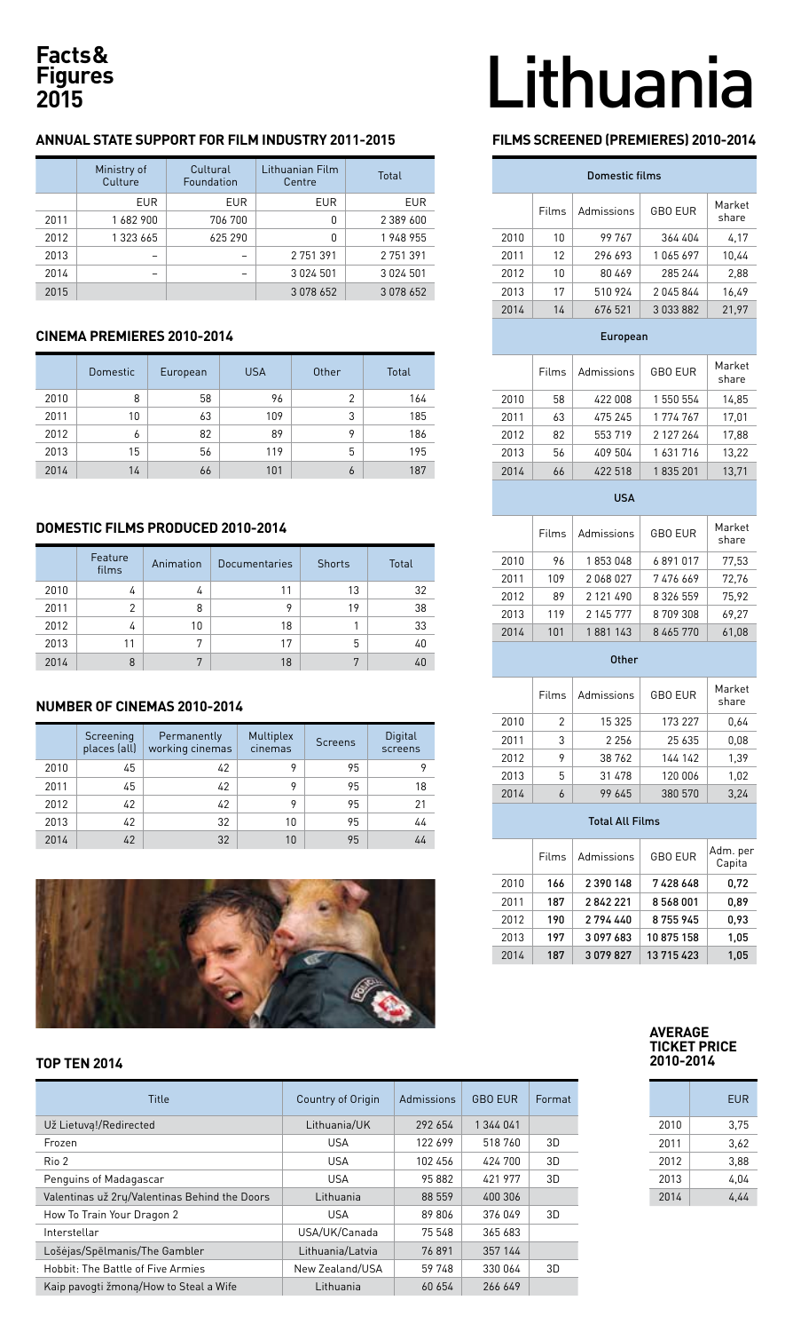# Facts & Figures 2015

# Lithuania

## ANNUAL STATE SUPPORT FOR FILM INDUSTRY 2011-2015

| | Ministry of Culture | Cultural Foundation | Lithuanian Film Centre | Total |
|---|---|---|---|---|
| | EUR | EUR | EUR | EUR |
| 2011 | 1 682 900 | 706 700 | 0 | 2 389 600 |
| 2012 | 1 323 665 | 625 290 | 0 | 1 948 955 |
| 2013 | – | – | 2 751 391 | 2 751 391 |
| 2014 | – | – | 3 024 501 | 3 024 501 |
| 2015 | | | 3 078 652 | 3 078 652 |

## CINEMA PREMIERES 2010-2014

| | Domestic | European | USA | Other | Total |
|---|---|---|---|---|---|
| 2010 | 8 | 58 | 96 | 2 | 164 |
| 2011 | 10 | 63 | 109 | 3 | 185 |
| 2012 | 6 | 82 | 89 | 9 | 186 |
| 2013 | 15 | 56 | 119 | 5 | 195 |
| 2014 | 14 | 66 | 101 | 6 | 187 |

## DOMESTIC FILMS PRODUCED 2010-2014

| | Feature films | Animation | Documentaries | Shorts | Total |
|---|---|---|---|---|---|
| 2010 | 4 | 4 | 11 | 13 | 32 |
| 2011 | 2 | 8 | 9 | 19 | 38 |
| 2012 | 4 | 10 | 18 | 1 | 33 |
| 2013 | 11 | 7 | 17 | 5 | 40 |
| 2014 | 8 | 7 | 18 | 7 | 40 |

## NUMBER OF CINEMAS 2010-2014

| | Screening places (all) | Permanently working cinemas | Multiplex cinemas | Screens | Digital screens |
|---|---|---|---|---|---|
| 2010 | 45 | 42 | 9 | 95 | 9 |
| 2011 | 45 | 42 | 9 | 95 | 18 |
| 2012 | 42 | 42 | 9 | 95 | 21 |
| 2013 | 42 | 32 | 10 | 95 | 44 |
| 2014 | 42 | 32 | 10 | 95 | 44 |

## FILMS SCREENED (PREMIERES) 2010-2014

| Domestic films | | | | |
|---|---|---|---|---|
| | Films | Admissions | GBO EUR | Market share |
| 2010 | 10 | 99 767 | 364 404 | 4,17 |
| 2011 | 12 | 296 693 | 1 065 697 | 10,44 |
| 2012 | 10 | 80 469 | 285 244 | 2,88 |
| 2013 | 17 | 510 924 | 2 045 844 | 16,49 |
| 2014 | 14 | 676 521 | 3 033 882 | 21,97 |
| **European** | | | | |
| | Films | Admissions | GBO EUR | Market share |
| 2010 | 58 | 422 008 | 1 550 554 | 14,85 |
| 2011 | 63 | 475 245 | 1 774 767 | 17,01 |
| 2012 | 82 | 553 719 | 2 127 264 | 17,88 |
| 2013 | 56 | 409 504 | 1 631 716 | 13,22 |
| 2014 | 66 | 422 518 | 1 835 201 | 13,71 |
| **USA** | | | | |
| | Films | Admissions | GBO EUR | Market share |
| 2010 | 96 | 1 853 048 | 6 891 017 | 77,53 |
| 2011 | 109 | 2 068 027 | 7 476 669 | 72,76 |
| 2012 | 89 | 2 121 490 | 8 326 559 | 75,92 |
| 2013 | 119 | 2 145 777 | 8 709 308 | 69,27 |
| 2014 | 101 | 1 881 143 | 8 465 770 | 61,08 |
| **Other** | | | | |
| | Films | Admissions | GBO EUR | Market share |
| 2010 | 2 | 15 325 | 173 227 | 0,64 |
| 2011 | 3 | 2 256 | 25 635 | 0,08 |
| 2012 | 9 | 38 762 | 144 142 | 1,39 |
| 2013 | 5 | 31 478 | 120 006 | 1,02 |
| 2014 | 6 | 99 645 | 380 570 | 3,24 |
| **Total All Films** | | | | |
| | Films | Admissions | GBO EUR | Adm. per Capita |
| 2010 | **166** | **2 390 148** | **7 428 648** | **0,72** |
| 2011 | **187** | **2 842 221** | **8 568 001** | **0,89** |
| 2012 | **190** | **2 794 440** | **8 755 945** | **0,93** |
| 2013 | **197** | **3 097 683** | **10 875 158** | **1,05** |
| 2014 | **187** | **3 079 827** | **13 715 423** | **1,05** |

## AVERAGE TICKET PRICE 2010-2014

| | EUR |
|---|---|
| 2010 | 3,75 |
| 2011 | 3,62 |
| 2012 | 3,88 |
| 2013 | 4,04 |
| 2014 | 4,44 |

## TOP TEN 2014

| Title | Country of Origin | Admissions | GBO EUR | Format |
|---|---|---|---|---|
| Už Lietuvą!/Redirected | Lithuania/UK | 292 654 | 1 344 041 | |
| Frozen | USA | 122 699 | 518 760 | 3D |
| Rio 2 | USA | 102 456 | 424 700 | 3D |
| Penguins of Madagascar | USA | 95 882 | 421 977 | 3D |
| Valentinas už 2ru/Valentinas Behind the Doors | Lithuania | 88 559 | 400 306 | |
| How To Train Your Dragon 2 | USA | 89 806 | 376 049 | 3D |
| Interstellar | USA/UK/Canada | 75 548 | 365 683 | |
| Lošėjas/Spēlmanis/The Gambler | Lithuania/Latvia | 76 891 | 357 144 | |
| Hobbit: The Battle of Five Armies | New Zealand/USA | 59 748 | 330 064 | 3D |
| Kaip pavogti žmoną/How to Steal a Wife | Lithuania | 60 654 | 266 649 | |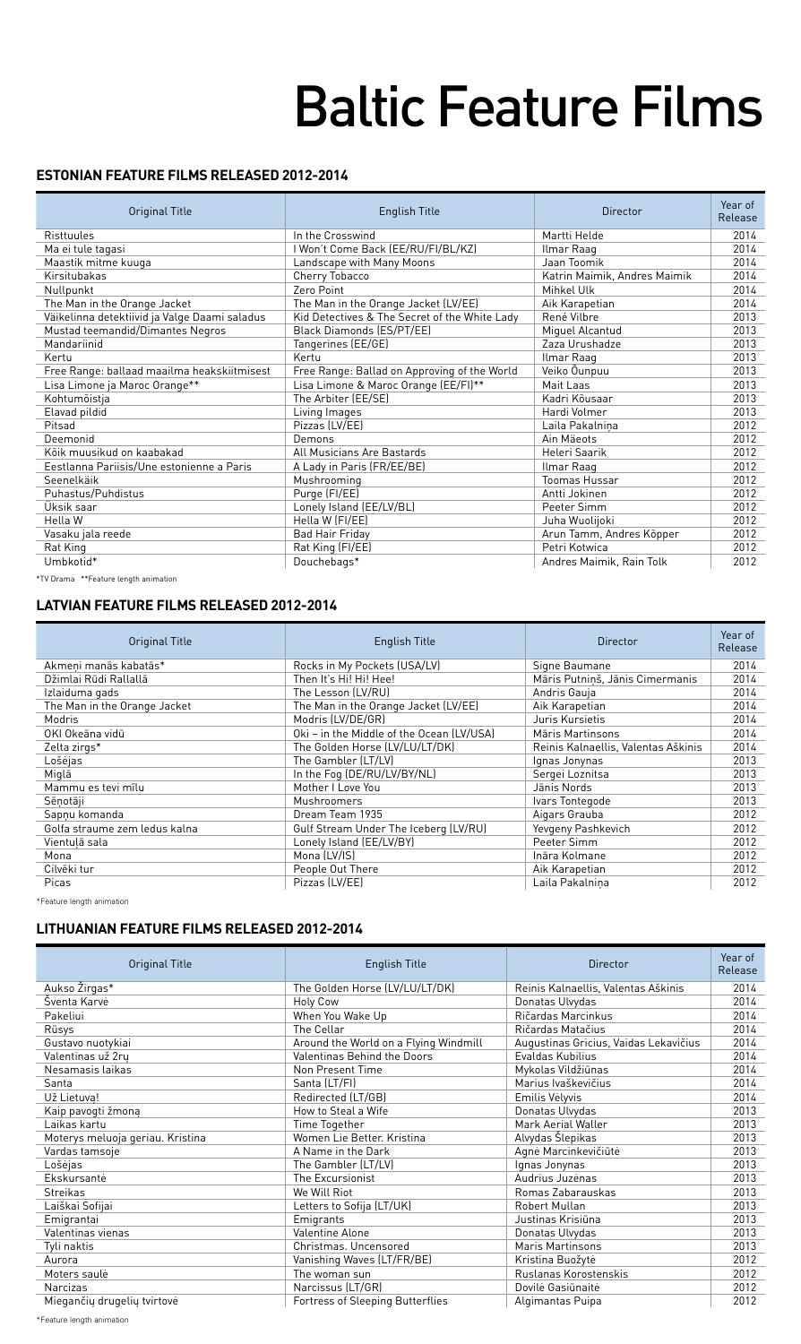# Baltic Feature Films

## ESTONIAN FEATURE FILMS RELEASED 2012-2014

| Original Title | English Title | Director | Year of Release |
|---|---|---|---|
| Risttuules | In the Crosswind | Martti Helde | 2014 |
| Ma ei tule tagasi | I Won't Come Back (EE/RU/FI/BL/KZ) | Ilmar Raag | 2014 |
| Maastik mitme kuuga | Landscape with Many Moons | Jaan Toomik | 2014 |
| Kirsitubakas | Cherry Tobacco | Katrin Maimik, Andres Maimik | 2014 |
| Nullpunkt | Zero Point | Mihkel Ulk | 2014 |
| The Man in the Orange Jacket | The Man in the Orange Jacket (LV/EE) | Aik Karapetian | 2014 |
| Väikelinna detektiivid ja Valge Daami saladus | Kid Detectives & The Secret of the White Lady | René Vilbre | 2013 |
| Mustad teemandid/Dimantes Negros | Black Diamonds (ES/PT/EE) | Miguel Alcantud | 2013 |
| Mandariinid | Tangerines (EE/GE) | Zaza Urushadze | 2013 |
| Kertu | Kertu | Ilmar Raag | 2013 |
| Free Range: ballaad maailma heakskiitmisest | Free Range: Ballad on Approving of the World | Veiko Õunpuu | 2013 |
| Lisa Limone ja Maroc Orange** | Lisa Limone & Maroc Orange (EE/FI)** | Mait Laas | 2013 |
| Kohtumõistja | The Arbiter (EE/SE) | Kadri Kõusaar | 2013 |
| Elavad pildid | Living Images | Hardi Volmer | 2013 |
| Pitsad | Pizzas (LV/EE) | Laila Pakalniņa | 2012 |
| Deemonid | Demons | Ain Mäeots | 2012 |
| Kõik muusikud on kaabakad | All Musicians Are Bastards | Heleri Saarik | 2012 |
| Eestlanna Pariisis/Une estonienne a Paris | A Lady in Paris (FR/EE/BE) | Ilmar Raag | 2012 |
| Seenelkäik | Mushrooming | Toomas Hussar | 2012 |
| Puhastus/Puhdistus | Purge (FI/EE) | Antti Jokinen | 2012 |
| Üksik saar | Lonely Island (EE/LV/BL) | Peeter Simm | 2012 |
| Hella W | Hella W (FI/EE) | Juha Wuolijoki | 2012 |
| Vasaku jala reede | Bad Hair Friday | Arun Tamm, Andres Kõpper | 2012 |
| Rat King | Rat King (FI/EE) | Petri Kotwica | 2012 |
| Umbkotid* | Douchebags* | Andres Maimik, Rain Tolk | 2012 |

*TV Drama **Feature length animation

## LATVIAN FEATURE FILMS RELEASED 2012-2014

| Original Title | English Title | Director | Year of Release |
|---|---|---|---|
| Akmeņi manās kabatās* | Rocks in My Pockets (USA/LV) | Signe Baumane | 2014 |
| Džimlai Rūdi Rallallā | Then It's Hi! Hi! Hee! | Māris Putniņš, Jānis Cimermanis | 2014 |
| Izlaiduma gads | The Lesson (LV/RU) | Andris Gauja | 2014 |
| The Man in the Orange Jacket | The Man in the Orange Jacket (LV/EE) | Aik Karapetian | 2014 |
| Modris | Modris (LV/DE/GR) | Juris Kursietis | 2014 |
| OKI Okeāna vidū | Oki – in the Middle of the Ocean (LV/USA) | Māris Martinsons | 2014 |
| Zelta zirgs* | The Golden Horse (LV/LU/LT/DK) | Reinis Kalnaellis, Valentas Aškinis | 2014 |
| Lošējas | The Gambler (LT/LV) | Ignas Jonynas | 2013 |
| Miglā | In the Fog (DE/RU/LV/BY/NL) | Sergei Loznitsa | 2013 |
| Mammu es tevi mīlu | Mother I Love You | Jānis Nords | 2013 |
| Sēņotāji | Mushroomers | Ivars Tontegode | 2013 |
| Sapņu komanda | Dream Team 1935 | Aigars Grauba | 2012 |
| Golfa straume zem ledus kalna | Gulf Stream Under The Iceberg (LV/RU) | Yevgeny Pashkevich | 2012 |
| Vientuļā sala | Lonely Island (EE/LV/BY) | Peeter Simm | 2012 |
| Mona | Mona (LV/IS) | Ināra Kolmane | 2012 |
| Cilvēki tur | People Out There | Aik Karapetian | 2012 |
| Picas | Pizzas (LV/EE) | Laila Pakalniņa | 2012 |

*Feature length animation

## LITHUANIAN FEATURE FILMS RELEASED 2012-2014

| Original Title | English Title | Director | Year of Release |
|---|---|---|---|
| Aukso Žirgas* | The Golden Horse (LV/LU/LT/DK) | Reinis Kalnaellis, Valentas Aškinis | 2014 |
| Šventa Karvė | Holy Cow | Donatas Ulvydas | 2014 |
| Pakeliui | When You Wake Up | Ričardas Marcinkus | 2014 |
| Rūsys | The Cellar | Ričardas Matačius | 2014 |
| Gustavo nuotykiai | Around the World on a Flying Windmill | Augustinas Gricius, Vaidas Lekavičius | 2014 |
| Valentinas už 2rų | Valentinas Behind the Doors | Evaldas Kubilius | 2014 |
| Nesamasis laikas | Non Present Time | Mykolas Vildžiūnas | 2014 |
| Santa | Santa (LT/FI) | Marius Ivaškevičius | 2014 |
| Už Lietuvą! | Redirected (LT/GB) | Emilis Vėlyvis | 2014 |
| Kaip pavogti žmoną | How to Steal a Wife | Donatas Ulvydas | 2013 |
| Laikas kartu | Time Together | Mark Aerial Waller | 2013 |
| Moterys meluoja geriau. Kristina | Women Lie Better. Kristina | Alvydas Šlepikas | 2013 |
| Vardas tamsoje | A Name in the Dark | Agnė Marcinkevičiūtė | 2013 |
| Lošėjas | The Gambler (LT/LV) | Ignas Jonynas | 2013 |
| Ekskursantė | The Excursionist | Audrius Juzėnas | 2013 |
| Streikas | We Will Riot | Romas Zabarauskas | 2013 |
| Laiškai Sofijai | Letters to Sofija (LT/UK) | Robert Mullan | 2013 |
| Emigrantai | Emigrants | Justinas Krisiūna | 2013 |
| Valentinas vienas | Valentine Alone | Donatas Ulvydas | 2013 |
| Tyli naktis | Christmas. Uncensored | Maris Martinsons | 2013 |
| Aurora | Vanishing Waves (LT/FR/BE) | Kristina Buožytė | 2012 |
| Moters saulė | The woman sun | Ruslanas Korostenskis | 2012 |
| Narcizas | Narcissus (LT/GR) | Dovilė Gasiūnaitė | 2012 |
| Miegančių drugelių tvirtovė | Fortress of Sleeping Butterflies | Algimantas Puipa | 2012 |

*Feature length animation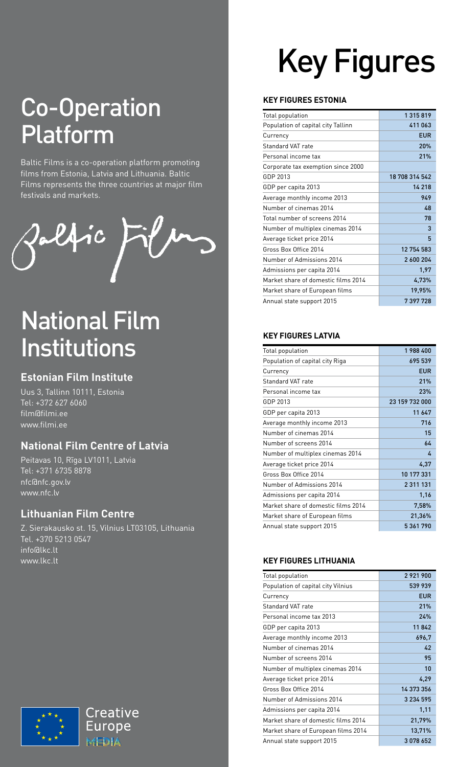# Co-Operation Platform

Baltic Films is a co-operation platform promoting films from Estonia, Latvia and Lithuania. Baltic Films represents the three countries at major film festivals and markets.

Baltic Films

# National Film Institutions

## Estonian Film Institute

Uus 3, Tallinn 10111, Estonia
Tel: +372 627 6060
film@filmi.ee
www.filmi.ee

## National Film Centre of Latvia

Peitavas 10, Rīga LV1011, Latvia
Tel: +371 6735 8878
nfc@nfc.gov.lv
www.nfc.lv

## Lithuanian Film Centre

Z. Sierakausko st. 15, Vilnius LT03105, Lithuania
Tel. +370 5213 0547
info@lkc.lt
www.lkc.lt

Creative Europe MEDIA

# Key Figures

### KEY FIGURES ESTONIA

| | |
|---|---|
| Total population | 1 315 819 |
| Population of capital city Tallinn | 411 063 |
| Currency | EUR |
| Standard VAT rate | 20% |
| Personal income tax | 21% |
| Corporate tax exemption since 2000 | |
| GDP 2013 | 18 708 314 542 |
| GDP per capita 2013 | 14 218 |
| Average monthly income 2013 | 949 |
| Number of cinemas 2014 | 48 |
| Total number of screens 2014 | 78 |
| Number of multiplex cinemas 2014 | 3 |
| Average ticket price 2014 | 5 |
| Gross Box Office 2014 | 12 754 583 |
| Number of Admissions 2014 | 2 600 204 |
| Admissions per capita 2014 | 1,97 |
| Market share of domestic films 2014 | 4,73% |
| Market share of European films | 19,95% |
| Annual state support 2015 | 7 397 728 |

### KEY FIGURES LATVIA

| | |
|---|---|
| Total population | 1 988 400 |
| Population of capital city Riga | 695 539 |
| Currency | EUR |
| Standard VAT rate | 21% |
| Personal income tax | 23% |
| GDP 2013 | 23 159 732 000 |
| GDP per capita 2013 | 11 647 |
| Average monthly income 2013 | 716 |
| Number of cinemas 2014 | 15 |
| Number of screens 2014 | 64 |
| Number of multiplex cinemas 2014 | 4 |
| Average ticket price 2014 | 4,37 |
| Gross Box Office 2014 | 10 177 331 |
| Number of Admissions 2014 | 2 311 131 |
| Admissions per capita 2014 | 1,16 |
| Market share of domestic films 2014 | 7,58% |
| Market share of European films | 21,36% |
| Annual state support 2015 | 5 361 790 |

### KEY FIGURES LITHUANIA

| | |
|---|---|
| Total population | 2 921 900 |
| Population of capital city Vilnius | 539 939 |
| Currency | EUR |
| Standard VAT rate | 21% |
| Personal income tax 2013 | 24% |
| GDP per capita 2013 | 11 842 |
| Average monthly income 2013 | 696,7 |
| Number of cinemas 2014 | 42 |
| Number of screens 2014 | 95 |
| Number of multiplex cinemas 2014 | 10 |
| Average ticket price 2014 | 4,29 |
| Gross Box Office 2014 | 14 373 356 |
| Number of Admissions 2014 | 3 234 595 |
| Admissions per capita 2014 | 1,11 |
| Market share of domestic films 2014 | 21,79% |
| Market share of European films 2014 | 13,71% |
| Annual state support 2015 | 3 078 652 |